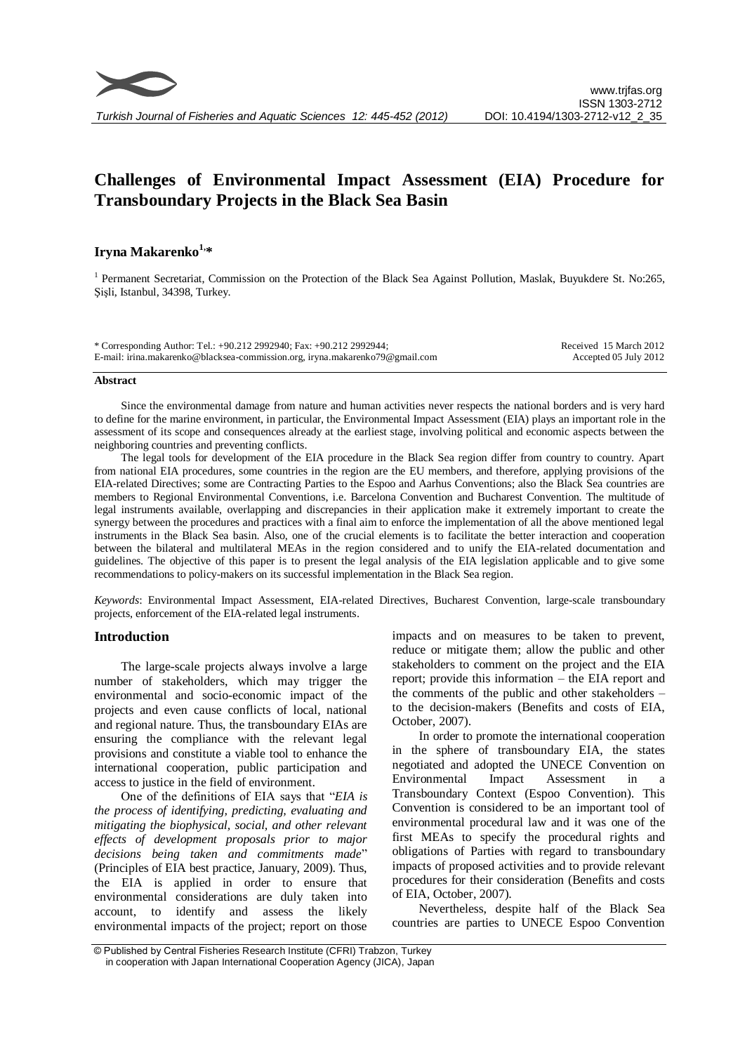# Challenges of Environmental Impact Assessment (EIA) Procedure for Transboundary Projects in the Black Sea Basin

**Iryna Makarenko[1],***

[1] Permanent Secretariat, Commission on the Protection of the Black Sea Against Pollution, Maslak, Buyukdere St. No:265, Şişli, Istanbul, 34398, Turkey.

\* Corresponding Author: Tel.: +90.212 2992940; Fax: +90.212 2992944;
E-mail: irina.makarenko@blacksea-commission.org, iryna.makarenko79@gmail.com

Received 15 March 2012
Accepted 05 July 2012

## Abstract

Since the environmental damage from nature and human activities never respects the national borders and is very hard to define for the marine environment, in particular, the Environmental Impact Assessment (EIA) plays an important role in the assessment of its scope and consequences already at the earliest stage, involving political and economic aspects between the neighboring countries and preventing conflicts.

The legal tools for development of the EIA procedure in the Black Sea region differ from country to country. Apart from national EIA procedures, some countries in the region are the EU members, and therefore, applying provisions of the EIA-related Directives; some are Contracting Parties to the Espoo and Aarhus Conventions; also the Black Sea countries are members to Regional Environmental Conventions, i.e. Barcelona Convention and Bucharest Convention. The multitude of legal instruments available, overlapping and discrepancies in their application make it extremely important to create the synergy between the procedures and practices with a final aim to enforce the implementation of all the above mentioned legal instruments in the Black Sea basin. Also, one of the crucial elements is to facilitate the better interaction and cooperation between the bilateral and multilateral MEAs in the region considered and to unify the EIA-related documentation and guidelines. The objective of this paper is to present the legal analysis of the EIA legislation applicable and to give some recommendations to policy-makers on its successful implementation in the Black Sea region.

*Keywords*: Environmental Impact Assessment, EIA-related Directives, Bucharest Convention, large-scale transboundary projects, enforcement of the EIA-related legal instruments.

## Introduction

The large-scale projects always involve a large number of stakeholders, which may trigger the environmental and socio-economic impact of the projects and even cause conflicts of local, national and regional nature. Thus, the transboundary EIAs are ensuring the compliance with the relevant legal provisions and constitute a viable tool to enhance the international cooperation, public participation and access to justice in the field of environment.

One of the definitions of EIA says that "*EIA is the process of identifying, predicting, evaluating and mitigating the biophysical, social, and other relevant effects of development proposals prior to major decisions being taken and commitments made*" (Principles of EIA best practice, January, 2009). Thus, the EIA is applied in order to ensure that environmental considerations are duly taken into account, to identify and assess the likely environmental impacts of the project; report on those impacts and on measures to be taken to prevent, reduce or mitigate them; allow the public and other stakeholders to comment on the project and the EIA report; provide this information – the EIA report and the comments of the public and other stakeholders – to the decision-makers (Benefits and costs of EIA, October, 2007).

In order to promote the international cooperation in the sphere of transboundary EIA, the states negotiated and adopted the UNECE Convention on Environmental Impact Assessment in a Transboundary Context (Espoo Convention). This Convention is considered to be an important tool of environmental procedural law and it was one of the first MEAs to specify the procedural rights and obligations of Parties with regard to transboundary impacts of proposed activities and to provide relevant procedures for their consideration (Benefits and costs of EIA, October, 2007).

Nevertheless, despite half of the Black Sea countries are parties to UNECE Espoo Convention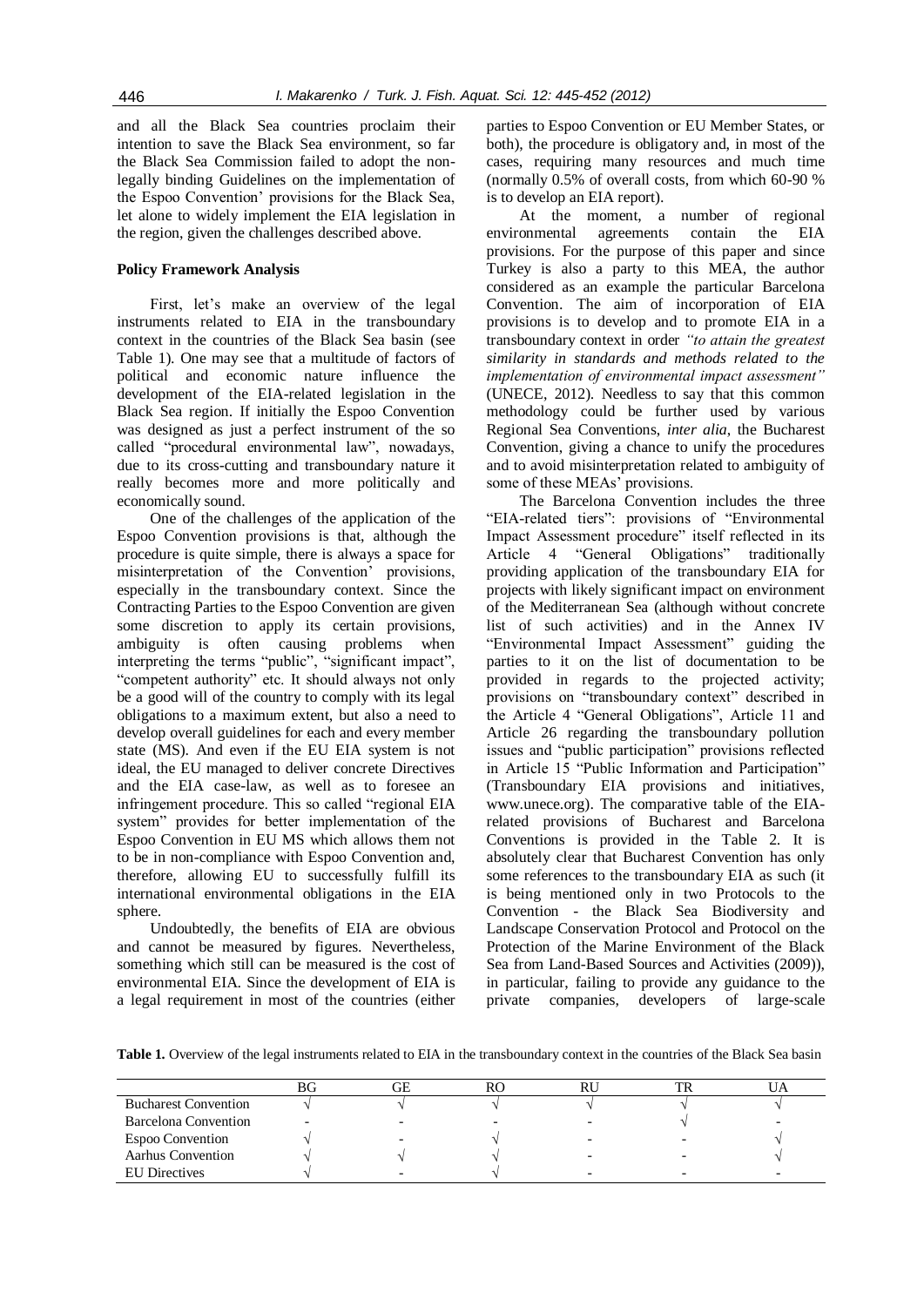and all the Black Sea countries proclaim their intention to save the Black Sea environment, so far the Black Sea Commission failed to adopt the non-legally binding Guidelines on the implementation of the Espoo Convention' provisions for the Black Sea, let alone to widely implement the EIA legislation in the region, given the challenges described above.

### Policy Framework Analysis

First, let's make an overview of the legal instruments related to EIA in the transboundary context in the countries of the Black Sea basin (see Table 1). One may see that a multitude of factors of political and economic nature influence the development of the EIA-related legislation in the Black Sea region. If initially the Espoo Convention was designed as just a perfect instrument of the so called "procedural environmental law", nowadays, due to its cross-cutting and transboundary nature it really becomes more and more politically and economically sound.

One of the challenges of the application of the Espoo Convention provisions is that, although the procedure is quite simple, there is always a space for misinterpretation of the Convention' provisions, especially in the transboundary context. Since the Contracting Parties to the Espoo Convention are given some discretion to apply its certain provisions, ambiguity is often causing problems when interpreting the terms "public", "significant impact", "competent authority" etc. It should always not only be a good will of the country to comply with its legal obligations to a maximum extent, but also a need to develop overall guidelines for each and every member state (MS). And even if the EU EIA system is not ideal, the EU managed to deliver concrete Directives and the EIA case-law, as well as to foresee an infringement procedure. This so called "regional EIA system" provides for better implementation of the Espoo Convention in EU MS which allows them not to be in non-compliance with Espoo Convention and, therefore, allowing EU to successfully fulfill its international environmental obligations in the EIA sphere.

Undoubtedly, the benefits of EIA are obvious and cannot be measured by figures. Nevertheless, something which still can be measured is the cost of environmental EIA. Since the development of EIA is a legal requirement in most of the countries (either parties to Espoo Convention or EU Member States, or both), the procedure is obligatory and, in most of the cases, requiring many resources and much time (normally 0.5% of overall costs, from which 60-90 % is to develop an EIA report).

At the moment, a number of regional environmental agreements contain the EIA provisions. For the purpose of this paper and since Turkey is also a party to this MEA, the author considered as an example the particular Barcelona Convention. The aim of incorporation of EIA provisions is to develop and to promote EIA in a transboundary context in order *"to attain the greatest similarity in standards and methods related to the implementation of environmental impact assessment"* (UNECE, 2012). Needless to say that this common methodology could be further used by various Regional Sea Conventions, *inter alia*, the Bucharest Convention, giving a chance to unify the procedures and to avoid misinterpretation related to ambiguity of some of these MEAs' provisions.

The Barcelona Convention includes the three "EIA-related tiers": provisions of "Environmental Impact Assessment procedure" itself reflected in its Article 4 "General Obligations" traditionally providing application of the transboundary EIA for projects with likely significant impact on environment of the Mediterranean Sea (although without concrete list of such activities) and in the Annex IV "Environmental Impact Assessment" guiding the parties to it on the list of documentation to be provided in regards to the projected activity; provisions on "transboundary context" described in the Article 4 "General Obligations", Article 11 and Article 26 regarding the transboundary pollution issues and "public participation" provisions reflected in Article 15 "Public Information and Participation" (Transboundary EIA provisions and initiatives, www.unece.org). The comparative table of the EIA-related provisions of Bucharest and Barcelona Conventions is provided in the Table 2. It is absolutely clear that Bucharest Convention has only some references to the transboundary EIA as such (it is being mentioned only in two Protocols to the Convention - the Black Sea Biodiversity and Landscape Conservation Protocol and Protocol on the Protection of the Marine Environment of the Black Sea from Land-Based Sources and Activities (2009)), in particular, failing to provide any guidance to the private companies, developers of large-scale

**Table 1.** Overview of the legal instruments related to EIA in the transboundary context in the countries of the Black Sea basin

| | BG | GE | RO | RU | TR | UA |
|---|---|---|---|---|---|---|
| Bucharest Convention | √ | √ | √ | √ | √ | √ |
| Barcelona Convention | - | - | - | - | √ | - |
| Espoo Convention | √ | - | √ | - | - | √ |
| Aarhus Convention | √ | √ | √ | - | - | √ |
| EU Directives | √ | - | √ | - | - | - |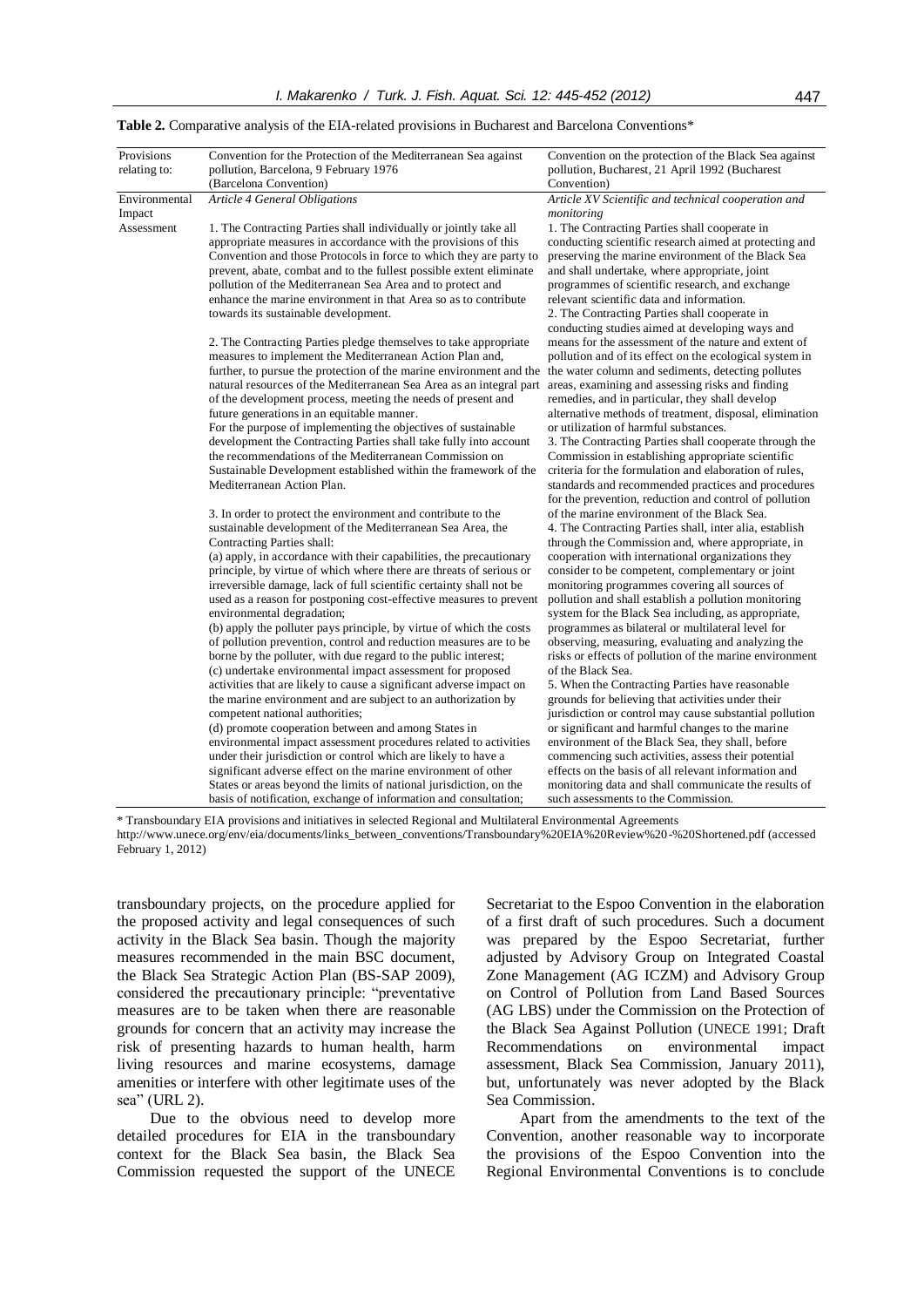**Table 2.** Comparative analysis of the EIA-related provisions in Bucharest and Barcelona Conventions*

| Provisions relating to: | Convention for the Protection of the Mediterranean Sea against pollution, Barcelona, 9 February 1976 (Barcelona Convention) | Convention on the protection of the Black Sea against pollution, Bucharest, 21 April 1992 (Bucharest Convention) |
|---|---|---|
| Environmental Impact Assessment | *Article 4 General Obligations*<br><br>1. The Contracting Parties shall individually or jointly take all appropriate measures in accordance with the provisions of this Convention and those Protocols in force to which they are party to prevent, abate, combat and to the fullest possible extent eliminate pollution of the Mediterranean Sea Area and to protect and enhance the marine environment in that Area so as to contribute towards its sustainable development.<br><br>2. The Contracting Parties pledge themselves to take appropriate measures to implement the Mediterranean Action Plan and, further, to pursue the protection of the marine environment and the natural resources of the Mediterranean Sea Area as an integral part of the development process, meeting the needs of present and future generations in an equitable manner.<br>For the purpose of implementing the objectives of sustainable development the Contracting Parties shall take fully into account the recommendations of the Mediterranean Commission on Sustainable Development established within the framework of the Mediterranean Action Plan.<br><br>3. In order to protect the environment and contribute to the sustainable development of the Mediterranean Sea Area, the Contracting Parties shall:<br>(a) apply, in accordance with their capabilities, the precautionary principle, by virtue of which where there are threats of serious or irreversible damage, lack of full scientific certainty shall not be used as a reason for postponing cost-effective measures to prevent environmental degradation;<br>(b) apply the polluter pays principle, by virtue of which the costs of pollution prevention, control and reduction measures are to be borne by the polluter, with due regard to the public interest;<br>(c) undertake environmental impact assessment for proposed activities that are likely to cause a significant adverse impact on the marine environment and are subject to an authorization by competent national authorities;<br>(d) promote cooperation between and among States in environmental impact assessment procedures related to activities under their jurisdiction or control which are likely to have a significant adverse effect on the marine environment of other States or areas beyond the limits of national jurisdiction, on the basis of notification, exchange of information and consultation; | *Article XV Scientific and technical cooperation and monitoring*<br><br>1. The Contracting Parties shall cooperate in conducting scientific research aimed at protecting and preserving the marine environment of the Black Sea and shall undertake, where appropriate, joint programmes of scientific research, and exchange relevant scientific data and information.<br>2. The Contracting Parties shall cooperate in conducting studies aimed at developing ways and means for the assessment of the nature and extent of pollution and of its effect on the ecological system in the water column and sediments, detecting pollutes areas, examining and assessing risks and finding remedies, and in particular, they shall develop alternative methods of treatment, disposal, elimination or utilization of harmful substances.<br>3. The Contracting Parties shall cooperate through the Commission in establishing appropriate scientific criteria for the formulation and elaboration of rules, standards and recommended practices and procedures for the prevention, reduction and control of pollution of the marine environment of the Black Sea.<br>4. The Contracting Parties shall, inter alia, establish through the Commission and, where appropriate, in cooperation with international organizations they consider to be competent, complementary or joint monitoring programmes covering all sources of pollution and shall establish a pollution monitoring system for the Black Sea including, as appropriate, programmes as bilateral or multilateral level for observing, measuring, evaluating and analyzing the risks or effects of pollution of the marine environment of the Black Sea.<br>5. When the Contracting Parties have reasonable grounds for believing that activities under their jurisdiction or control may cause substantial pollution or significant and harmful changes to the marine environment of the Black Sea, they shall, before commencing such activities, assess their potential effects on the basis of all relevant information and monitoring data and shall communicate the results of such assessments to the Commission. |

\* Transboundary EIA provisions and initiatives in selected Regional and Multilateral Environmental Agreements http://www.unece.org/env/eia/documents/links_between_conventions/Transboundary%20EIA%20Review%20-%20Shortened.pdf (accessed February 1, 2012)

transboundary projects, on the procedure applied for the proposed activity and legal consequences of such activity in the Black Sea basin. Though the majority measures recommended in the main BSC document, the Black Sea Strategic Action Plan (BS-SAP 2009), considered the precautionary principle: "preventative measures are to be taken when there are reasonable grounds for concern that an activity may increase the risk of presenting hazards to human health, harm living resources and marine ecosystems, damage amenities or interfere with other legitimate uses of the sea" (URL 2).

Due to the obvious need to develop more detailed procedures for EIA in the transboundary context for the Black Sea basin, the Black Sea Commission requested the support of the UNECE Secretariat to the Espoo Convention in the elaboration of a first draft of such procedures. Such a document was prepared by the Espoo Secretariat, further adjusted by Advisory Group on Integrated Coastal Zone Management (AG ICZM) and Advisory Group on Control of Pollution from Land Based Sources (AG LBS) under the Commission on the Protection of the Black Sea Against Pollution (UNECE 1991; Draft Recommendations on environmental impact assessment, Black Sea Commission, January 2011), but, unfortunately was never adopted by the Black Sea Commission.

Apart from the amendments to the text of the Convention, another reasonable way to incorporate the provisions of the Espoo Convention into the Regional Environmental Conventions is to conclude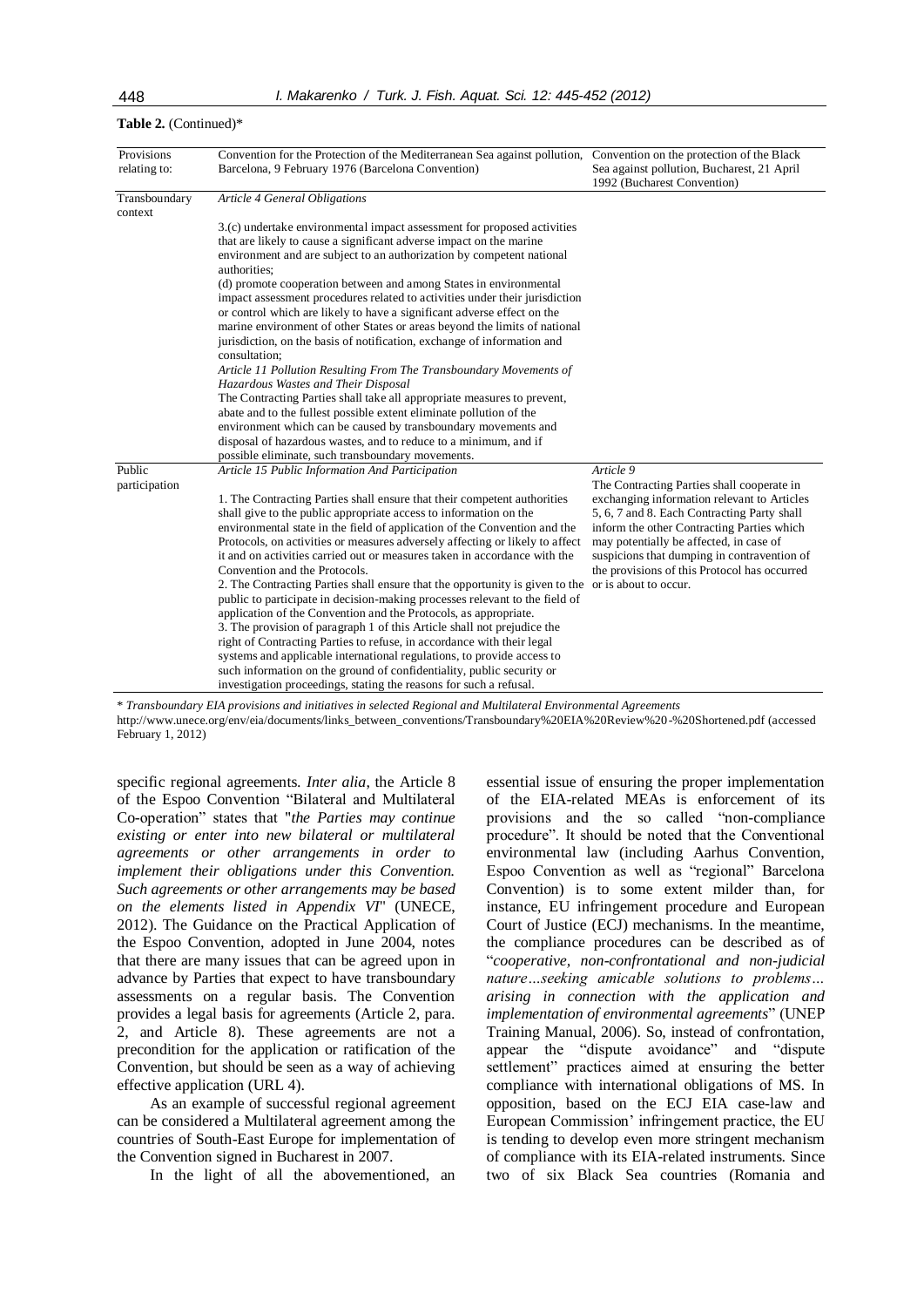**Table 2.** (Continued)*

| Provisions relating to: | Convention for the Protection of the Mediterranean Sea against pollution, Barcelona, 9 February 1976 (Barcelona Convention) | Convention on the protection of the Black Sea against pollution, Bucharest, 21 April 1992 (Bucharest Convention) |
|---|---|---|
| Transboundary context | *Article 4 General Obligations*<br><br>3.(c) undertake environmental impact assessment for proposed activities that are likely to cause a significant adverse impact on the marine environment and are subject to an authorization by competent national authorities;<br>(d) promote cooperation between and among States in environmental impact assessment procedures related to activities under their jurisdiction or control which are likely to have a significant adverse effect on the marine environment of other States or areas beyond the limits of national jurisdiction, on the basis of notification, exchange of information and consultation;<br>*Article 11 Pollution Resulting From The Transboundary Movements of Hazardous Wastes and Their Disposal*<br>The Contracting Parties shall take all appropriate measures to prevent, abate and to the fullest possible extent eliminate pollution of the environment which can be caused by transboundary movements and disposal of hazardous wastes, and to reduce to a minimum, and if possible eliminate, such transboundary movements. | |
| Public participation | *Article 15 Public Information And Participation*<br><br>1. The Contracting Parties shall ensure that their competent authorities shall give to the public appropriate access to information on the environmental state in the field of application of the Convention and the Protocols, on activities or measures adversely affecting or likely to affect it and on activities carried out or measures taken in accordance with the Convention and the Protocols.<br>2. The Contracting Parties shall ensure that the opportunity is given to the public to participate in decision-making processes relevant to the field of application of the Convention and the Protocols, as appropriate.<br>3. The provision of paragraph 1 of this Article shall not prejudice the right of Contracting Parties to refuse, in accordance with their legal systems and applicable international regulations, to provide access to such information on the ground of confidentiality, public security or investigation proceedings, stating the reasons for such a refusal. | *Article 9*<br>The Contracting Parties shall cooperate in exchanging information relevant to Articles 5, 6, 7 and 8. Each Contracting Party shall inform the other Contracting Parties which may potentially be affected, in case of suspicions that dumping in contravention of the provisions of this Protocol has occurred or is about to occur. |

\* *Transboundary EIA provisions and initiatives in selected Regional and Multilateral Environmental Agreements*
http://www.unece.org/env/eia/documents/links_between_conventions/Transboundary%20EIA%20Review%20-%20Shortened.pdf (accessed February 1, 2012)

specific regional agreements. *Inter alia*, the Article 8 of the Espoo Convention "Bilateral and Multilateral Co-operation" states that "*the Parties may continue existing or enter into new bilateral or multilateral agreements or other arrangements in order to implement their obligations under this Convention. Such agreements or other arrangements may be based on the elements listed in Appendix VI*" (UNECE, 2012). The Guidance on the Practical Application of the Espoo Convention, adopted in June 2004, notes that there are many issues that can be agreed upon in advance by Parties that expect to have transboundary assessments on a regular basis. The Convention provides a legal basis for agreements (Article 2, para. 2, and Article 8). These agreements are not a precondition for the application or ratification of the Convention, but should be seen as a way of achieving effective application (URL 4).

As an example of successful regional agreement can be considered a Multilateral agreement among the countries of South-East Europe for implementation of the Convention signed in Bucharest in 2007.

In the light of all the abovementioned, an essential issue of ensuring the proper implementation of the EIA-related MEAs is enforcement of its provisions and the so called "non-compliance procedure". It should be noted that the Conventional environmental law (including Aarhus Convention, Espoo Convention as well as "regional" Barcelona Convention) is to some extent milder than, for instance, EU infringement procedure and European Court of Justice (ECJ) mechanisms. In the meantime, the compliance procedures can be described as of "*cooperative, non-confrontational and non-judicial nature…seeking amicable solutions to problems… arising in connection with the application and implementation of environmental agreements*" (UNEP Training Manual, 2006). So, instead of confrontation, appear the "dispute avoidance" and "dispute settlement" practices aimed at ensuring the better compliance with international obligations of MS. In opposition, based on the ECJ EIA case-law and European Commission' infringement practice, the EU is tending to develop even more stringent mechanism of compliance with its EIA-related instruments. Since two of six Black Sea countries (Romania and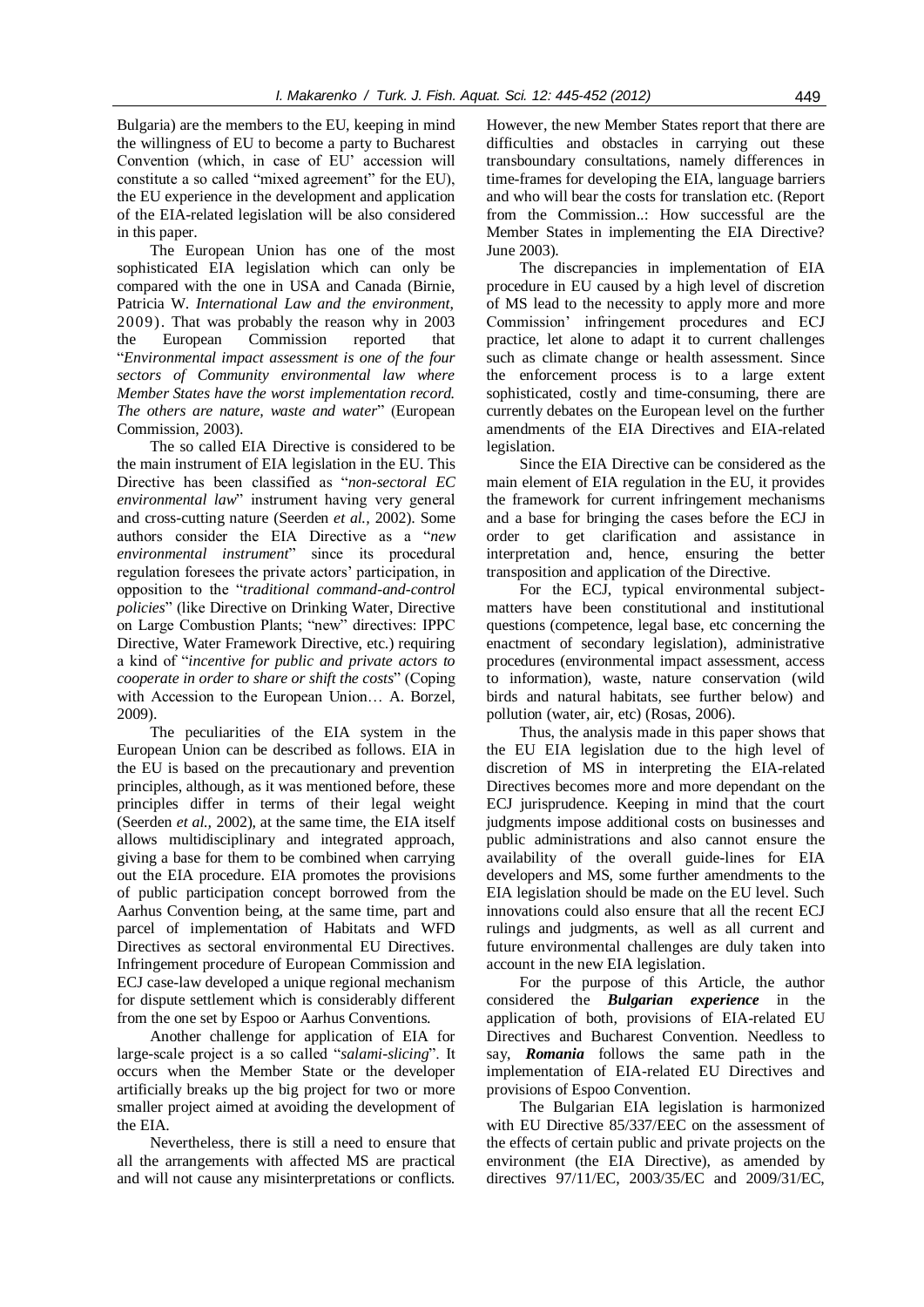Bulgaria) are the members to the EU, keeping in mind the willingness of EU to become a party to Bucharest Convention (which, in case of EU' accession will constitute a so called "mixed agreement" for the EU), the EU experience in the development and application of the EIA-related legislation will be also considered in this paper.

The European Union has one of the most sophisticated EIA legislation which can only be compared with the one in USA and Canada (Birnie, Patricia W. *International Law and the environment*, 2009). That was probably the reason why in 2003 the European Commission reported that "*Environmental impact assessment is one of the four sectors of Community environmental law where Member States have the worst implementation record. The others are nature, waste and water*" (European Commission, 2003).

The so called EIA Directive is considered to be the main instrument of EIA legislation in the EU. This Directive has been classified as "*non-sectoral EC environmental law*" instrument having very general and cross-cutting nature (Seerden *et al.,* 2002). Some authors consider the EIA Directive as a "*new environmental instrument*" since its procedural regulation foresees the private actors' participation, in opposition to the "*traditional command-and-control policies*" (like Directive on Drinking Water, Directive on Large Combustion Plants; "new" directives: IPPC Directive, Water Framework Directive, etc.) requiring a kind of "*incentive for public and private actors to cooperate in order to share or shift the costs*" (Coping with Accession to the European Union… A. Borzel, 2009).

The peculiarities of the EIA system in the European Union can be described as follows. EIA in the EU is based on the precautionary and prevention principles, although, as it was mentioned before, these principles differ in terms of their legal weight (Seerden *et al.,* 2002), at the same time, the EIA itself allows multidisciplinary and integrated approach, giving a base for them to be combined when carrying out the EIA procedure. EIA promotes the provisions of public participation concept borrowed from the Aarhus Convention being, at the same time, part and parcel of implementation of Habitats and WFD Directives as sectoral environmental EU Directives. Infringement procedure of European Commission and ECJ case-law developed a unique regional mechanism for dispute settlement which is considerably different from the one set by Espoo or Aarhus Conventions.

Another challenge for application of EIA for large-scale project is a so called "*salami-slicing*". It occurs when the Member State or the developer artificially breaks up the big project for two or more smaller project aimed at avoiding the development of the EIA.

Nevertheless, there is still a need to ensure that all the arrangements with affected MS are practical and will not cause any misinterpretations or conflicts. However, the new Member States report that there are difficulties and obstacles in carrying out these transboundary consultations, namely differences in time-frames for developing the EIA, language barriers and who will bear the costs for translation etc. (Report from the Commission..: How successful are the Member States in implementing the EIA Directive? June 2003).

The discrepancies in implementation of EIA procedure in EU caused by a high level of discretion of MS lead to the necessity to apply more and more Commission' infringement procedures and ECJ practice, let alone to adapt it to current challenges such as climate change or health assessment. Since the enforcement process is to a large extent sophisticated, costly and time-consuming, there are currently debates on the European level on the further amendments of the EIA Directives and EIA-related legislation.

Since the EIA Directive can be considered as the main element of EIA regulation in the EU, it provides the framework for current infringement mechanisms and a base for bringing the cases before the ECJ in order to get clarification and assistance in interpretation and, hence, ensuring the better transposition and application of the Directive.

For the ECJ, typical environmental subject-matters have been constitutional and institutional questions (competence, legal base, etc concerning the enactment of secondary legislation), administrative procedures (environmental impact assessment, access to information), waste, nature conservation (wild birds and natural habitats, see further below) and pollution (water, air, etc) (Rosas, 2006).

Thus, the analysis made in this paper shows that the EU EIA legislation due to the high level of discretion of MS in interpreting the EIA-related Directives becomes more and more dependant on the ECJ jurisprudence. Keeping in mind that the court judgments impose additional costs on businesses and public administrations and also cannot ensure the availability of the overall guide-lines for EIA developers and MS, some further amendments to the EIA legislation should be made on the EU level. Such innovations could also ensure that all the recent ECJ rulings and judgments, as well as all current and future environmental challenges are duly taken into account in the new EIA legislation.

For the purpose of this Article, the author considered the ***Bulgarian experience*** in the application of both, provisions of EIA-related EU Directives and Bucharest Convention. Needless to say, ***Romania*** follows the same path in the implementation of EIA-related EU Directives and provisions of Espoo Convention.

The Bulgarian EIA legislation is harmonized with EU Directive 85/337/EEC on the assessment of the effects of certain public and private projects on the environment (the EIA Directive), as amended by directives 97/11/EC, 2003/35/EC and 2009/31/EC,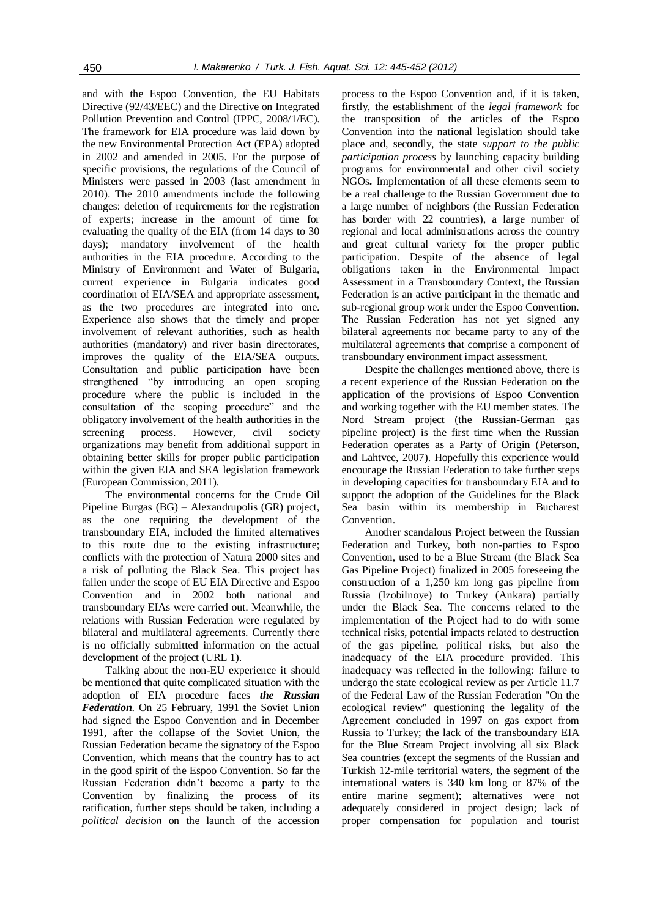and with the Espoo Convention, the EU Habitats Directive (92/43/EEC) and the Directive on Integrated Pollution Prevention and Control (IPPC, 2008/1/EC). The framework for EIA procedure was laid down by the new Environmental Protection Act (EPA) adopted in 2002 and amended in 2005. For the purpose of specific provisions, the regulations of the Council of Ministers were passed in 2003 (last amendment in 2010). The 2010 amendments include the following changes: deletion of requirements for the registration of experts; increase in the amount of time for evaluating the quality of the EIA (from 14 days to 30 days); mandatory involvement of the health authorities in the EIA procedure. According to the Ministry of Environment and Water of Bulgaria, current experience in Bulgaria indicates good coordination of EIA/SEA and appropriate assessment, as the two procedures are integrated into one. Experience also shows that the timely and proper involvement of relevant authorities, such as health authorities (mandatory) and river basin directorates, improves the quality of the EIA/SEA outputs. Consultation and public participation have been strengthened "by introducing an open scoping procedure where the public is included in the consultation of the scoping procedure" and the obligatory involvement of the health authorities in the screening process. However, civil society organizations may benefit from additional support in obtaining better skills for proper public participation within the given EIA and SEA legislation framework (European Commission, 2011).

The environmental concerns for the Crude Oil Pipeline Burgas (BG) – Alexandrupolis (GR) project, as the one requiring the development of the transboundary EIA, included the limited alternatives to this route due to the existing infrastructure; conflicts with the protection of Natura 2000 sites and a risk of polluting the Black Sea. This project has fallen under the scope of EU EIA Directive and Espoo Convention and in 2002 both national and transboundary EIAs were carried out. Meanwhile, the relations with Russian Federation were regulated by bilateral and multilateral agreements. Currently there is no officially submitted information on the actual development of the project (URL 1).

Talking about the non-EU experience it should be mentioned that quite complicated situation with the adoption of EIA procedure faces ***the Russian Federation***. On 25 February, 1991 the Soviet Union had signed the Espoo Convention and in December 1991, after the collapse of the Soviet Union, the Russian Federation became the signatory of the Espoo Convention, which means that the country has to act in the good spirit of the Espoo Convention. So far the Russian Federation didn't become a party to the Convention by finalizing the process of its ratification, further steps should be taken, including a *political decision* on the launch of the accession process to the Espoo Convention and, if it is taken, firstly, the establishment of the *legal framework* for the transposition of the articles of the Espoo Convention into the national legislation should take place and, secondly, the state *support to the public participation process* by launching capacity building programs for environmental and other civil society NGOs**.** Implementation of all these elements seem to be a real challenge to the Russian Government due to a large number of neighbors (the Russian Federation has border with 22 countries), a large number of regional and local administrations across the country and great cultural variety for the proper public participation. Despite of the absence of legal obligations taken in the Environmental Impact Assessment in a Transboundary Context, the Russian Federation is an active participant in the thematic and sub-regional group work under the Espoo Convention. The Russian Federation has not yet signed any bilateral agreements nor became party to any of the multilateral agreements that comprise a component of transboundary environment impact assessment.

Despite the challenges mentioned above, there is a recent experience of the Russian Federation on the application of the provisions of Espoo Convention and working together with the EU member states. The Nord Stream project (the Russian-German gas pipeline project**)** is the first time when the Russian Federation operates as a Party of Origin (Peterson, and Lahtvee, 2007). Hopefully this experience would encourage the Russian Federation to take further steps in developing capacities for transboundary EIA and to support the adoption of the Guidelines for the Black Sea basin within its membership in Bucharest Convention.

Another scandalous Project between the Russian Federation and Turkey, both non-parties to Espoo Convention, used to be a Blue Stream (the Black Sea Gas Pipeline Project) finalized in 2005 foreseeing the construction of a 1,250 km long gas pipeline from Russia (Izobilnoye) to Turkey (Ankara) partially under the Black Sea. The concerns related to the implementation of the Project had to do with some technical risks, potential impacts related to destruction of the gas pipeline, political risks, but also the inadequacy of the EIA procedure provided. This inadequacy was reflected in the following: failure to undergo the state ecological review as per Article 11.7 of the Federal Law of the Russian Federation "On the ecological review" questioning the legality of the Agreement concluded in 1997 on gas export from Russia to Turkey; the lack of the transboundary EIA for the Blue Stream Project involving all six Black Sea countries (except the segments of the Russian and Turkish 12-mile territorial waters, the segment of the international waters is 340 km long or 87% of the entire marine segment); alternatives were not adequately considered in project design; lack of proper compensation for population and tourist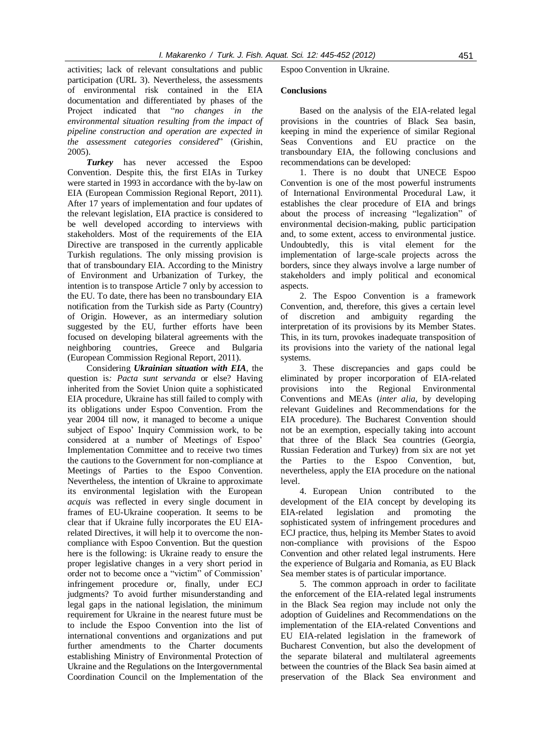activities; lack of relevant consultations and public participation (URL 3). Nevertheless, the assessments of environmental risk contained in the EIA documentation and differentiated by phases of the Project indicated that "*no changes in the environmental situation resulting from the impact of pipeline construction and operation are expected in the assessment categories considered*" (Grishin, 2005).

***Turkey*** has never accessed the Espoo Convention. Despite this, the first EIAs in Turkey were started in 1993 in accordance with the by-law on EIA (European Commission Regional Report, 2011). After 17 years of implementation and four updates of the relevant legislation, EIA practice is considered to be well developed according to interviews with stakeholders. Most of the requirements of the EIA Directive are transposed in the currently applicable Turkish regulations. The only missing provision is that of transboundary EIA. According to the Ministry of Environment and Urbanization of Turkey, the intention is to transpose Article 7 only by accession to the EU. To date, there has been no transboundary EIA notification from the Turkish side as Party (Country) of Origin. However, as an intermediary solution suggested by the EU, further efforts have been focused on developing bilateral agreements with the neighboring countries, Greece and Bulgaria (European Commission Regional Report, 2011).

Considering ***Ukrainian situation with EIA***, the question is*: Pacta sunt servanda* or else? Having inherited from the Soviet Union quite a sophisticated EIA procedure, Ukraine has still failed to comply with its obligations under Espoo Convention. From the year 2004 till now, it managed to become a unique subject of Espoo' Inquiry Commission work, to be considered at a number of Meetings of Espoo' Implementation Committee and to receive two times the cautions to the Government for non-compliance at Meetings of Parties to the Espoo Convention. Nevertheless, the intention of Ukraine to approximate its environmental legislation with the European *acquis* was reflected in every single document in frames of EU-Ukraine cooperation. It seems to be clear that if Ukraine fully incorporates the EU EIA-related Directives, it will help it to overcome the non-compliance with Espoo Convention. But the question here is the following: is Ukraine ready to ensure the proper legislative changes in a very short period in order not to become once a "victim" of Commission' infringement procedure or, finally, under ECJ judgments? To avoid further misunderstanding and legal gaps in the national legislation, the minimum requirement for Ukraine in the nearest future must be to include the Espoo Convention into the list of international conventions and organizations and put further amendments to the Charter documents establishing Ministry of Environmental Protection of Ukraine and the Regulations on the Intergovernmental Coordination Council on the Implementation of the Espoo Convention in Ukraine.

## Conclusions

Based on the analysis of the EIA-related legal provisions in the countries of Black Sea basin, keeping in mind the experience of similar Regional Seas Conventions and EU practice on the transboundary EIA, the following conclusions and recommendations can be developed:

1. There is no doubt that UNECE Espoo Convention is one of the most powerful instruments of International Environmental Procedural Law, it establishes the clear procedure of EIA and brings about the process of increasing "legalization" of environmental decision-making, public participation and, to some extent, access to environmental justice. Undoubtedly, this is vital element for the implementation of large-scale projects across the borders, since they always involve a large number of stakeholders and imply political and economical aspects.

2. The Espoo Convention is a framework Convention, and, therefore, this gives a certain level of discretion and ambiguity regarding the interpretation of its provisions by its Member States. This, in its turn, provokes inadequate transposition of its provisions into the variety of the national legal systems.

3. These discrepancies and gaps could be eliminated by proper incorporation of EIA-related provisions into the Regional Environmental Conventions and MEAs (*inter alia*, by developing relevant Guidelines and Recommendations for the EIA procedure). The Bucharest Convention should not be an exemption, especially taking into account that three of the Black Sea countries (Georgia, Russian Federation and Turkey) from six are not yet the Parties to the Espoo Convention, but, nevertheless, apply the EIA procedure on the national level.

4. European Union contributed to the development of the EIA concept by developing its EIA-related legislation and promoting the sophisticated system of infringement procedures and ECJ practice, thus, helping its Member States to avoid non-compliance with provisions of the Espoo Convention and other related legal instruments. Here the experience of Bulgaria and Romania, as EU Black Sea member states is of particular importance.

5. The common approach in order to facilitate the enforcement of the EIA-related legal instruments in the Black Sea region may include not only the adoption of Guidelines and Recommendations on the implementation of the EIA-related Conventions and EU EIA-related legislation in the framework of Bucharest Convention, but also the development of the separate bilateral and multilateral agreements between the countries of the Black Sea basin aimed at preservation of the Black Sea environment and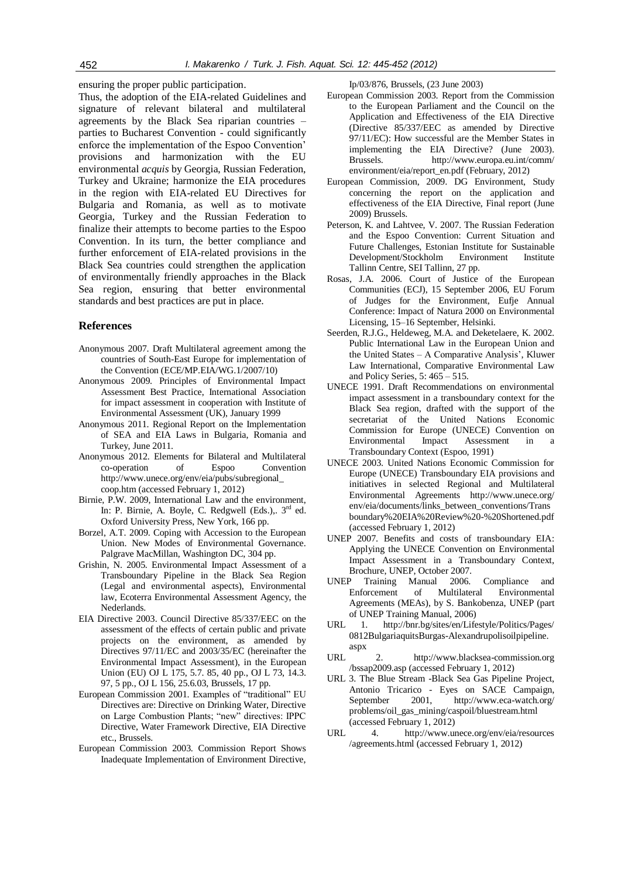ensuring the proper public participation.

Thus, the adoption of the EIA-related Guidelines and signature of relevant bilateral and multilateral agreements by the Black Sea riparian countries – parties to Bucharest Convention - could significantly enforce the implementation of the Espoo Convention' provisions and harmonization with the EU environmental *acquis* by Georgia, Russian Federation, Turkey and Ukraine; harmonize the EIA procedures in the region with EIA-related EU Directives for Bulgaria and Romania, as well as to motivate Georgia, Turkey and the Russian Federation to finalize their attempts to become parties to the Espoo Convention. In its turn, the better compliance and further enforcement of EIA-related provisions in the Black Sea countries could strengthen the application of environmentally friendly approaches in the Black Sea region, ensuring that better environmental standards and best practices are put in place.

## References

- Anonymous 2007. Draft Multilateral agreement among the countries of South-East Europe for implementation of the Convention (ECE/MP.EIA/WG.1/2007/10)
- Anonymous 2009. Principles of Environmental Impact Assessment Best Practice, International Association for impact assessment in cooperation with Institute of Environmental Assessment (UK), January 1999
- Anonymous 2011. Regional Report on the Implementation of SEA and EIA Laws in Bulgaria, Romania and Turkey, June 2011.
- Anonymous 2012. Elements for Bilateral and Multilateral co-operation of Espoo Convention http://www.unece.org/env/eia/pubs/subregional_coop.htm (accessed February 1, 2012)
- Birnie, P.W. 2009, International Law and the environment, In: P. Birnie, A. Boyle, C. Redgwell (Eds.),. 3rd ed. Oxford University Press, New York, 166 pp.
- Borzel, A.T. 2009. Coping with Accession to the European Union. New Modes of Environmental Governance. Palgrave MacMillan, Washington DC, 304 pp.
- Grishin, N. 2005. Environmental Impact Assessment of a Transboundary Pipeline in the Black Sea Region (Legal and environmental aspects), Environmental law, Ecoterra Environmental Assessment Agency, the Nederlands.
- EIA Directive 2003. Council Directive 85/337/EEC on the assessment of the effects of certain public and private projects on the environment, as amended by Directives 97/11/EC and 2003/35/EC (hereinafter the Environmental Impact Assessment), in the European Union (EU) OJ L 175, 5.7. 85, 40 pp., OJ L 73, 14.3. 97, 5 pp., OJ L 156, 25.6.03, Brussels, 17 pp.
- European Commission 2001. Examples of "traditional" EU Directives are: Directive on Drinking Water, Directive on Large Combustion Plants; "new" directives: IPPC Directive, Water Framework Directive, EIA Directive etc., Brussels.
- European Commission 2003. Commission Report Shows Inadequate Implementation of Environment Directive, Ip/03/876, Brussels, (23 June 2003)
- European Commission 2003. Report from the Commission to the European Parliament and the Council on the Application and Effectiveness of the EIA Directive (Directive 85/337/EEC as amended by Directive 97/11/EC): How successful are the Member States in implementing the EIA Directive? (June 2003). Brussels. http://www.europa.eu.int/comm/environment/eia/report_en.pdf (February, 2012)
- European Commission, 2009. DG Environment, Study concerning the report on the application and effectiveness of the EIA Directive, Final report (June 2009) Brussels.
- Peterson, K. and Lahtvee, V. 2007. The Russian Federation and the Espoo Convention: Current Situation and Future Challenges, Estonian Institute for Sustainable Development/Stockholm Environment Institute Tallinn Centre, SEI Tallinn, 27 pp.
- Rosas, J.A. 2006. Court of Justice of the European Communities (ECJ), 15 September 2006, EU Forum of Judges for the Environment, Eufje Annual Conference: Impact of Natura 2000 on Environmental Licensing, 15–16 September, Helsinki.
- Seerden, R.J.G., Heldeweg, M.A. and Deketelaere, K. 2002. Public International Law in the European Union and the United States – A Comparative Analysis', Kluwer Law International, Comparative Environmental Law and Policy Series, 5: 465 – 515.
- UNECE 1991. Draft Recommendations on environmental impact assessment in a transboundary context for the Black Sea region, drafted with the support of the secretariat of the United Nations Economic Commission for Europe (UNECE) Convention on Environmental Impact Assessment in a Transboundary Context (Espoo, 1991)
- UNECE 2003. United Nations Economic Commission for Europe (UNECE) Transboundary EIA provisions and initiatives in selected Regional and Multilateral Environmental Agreements http://www.unece.org/env/eia/documents/links_between_conventions/Trans boundary%20EIA%20Review%20-%20Shortened.pdf (accessed February 1, 2012)
- UNEP 2007. Benefits and costs of transboundary EIA: Applying the UNECE Convention on Environmental Impact Assessment in a Transboundary Context, Brochure, UNEP, October 2007.
- UNEP Training Manual 2006. Compliance and Enforcement of Multilateral Environmental Agreements (MEAs), by S. Bankobenza, UNEP (part of UNEP Training Manual, 2006)
- URL 1. http://bnr.bg/sites/en/Lifestyle/Politics/Pages/0812BulgariaquitsBurgas-Alexandrupolisoilpipeline.aspx
- URL 2. http://www.blacksea-commission.org/bssap2009.asp (accessed February 1, 2012)
- URL 3. The Blue Stream -Black Sea Gas Pipeline Project, Antonio Tricarico - Eyes on SACE Campaign, September 2001, http://www.eca-watch.org/problems/oil_gas_mining/caspoil/bluestream.html (accessed February 1, 2012)
- URL 4. http://www.unece.org/env/eia/resources/agreements.html (accessed February 1, 2012)